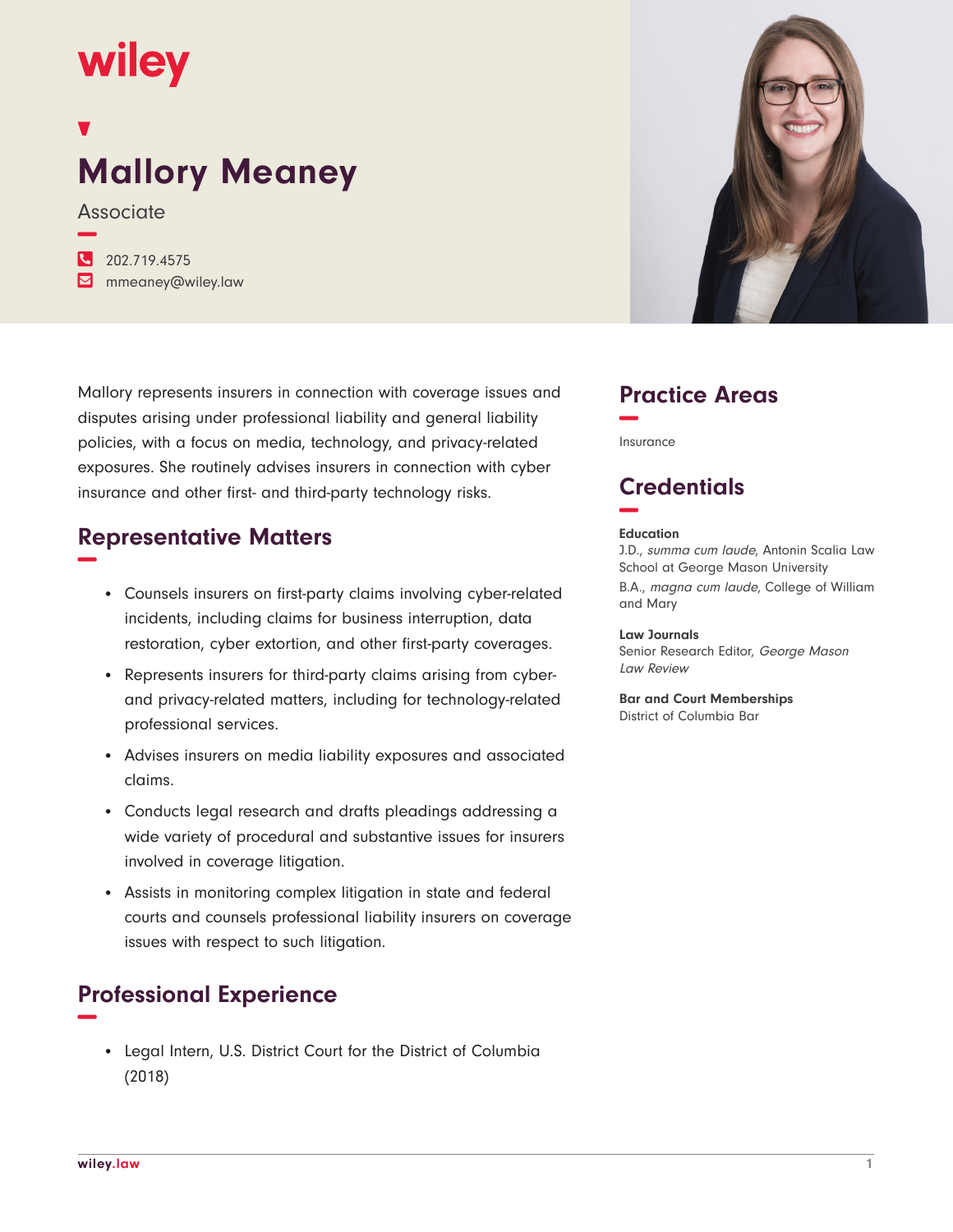wiley

# Mallory Meaney

Associate

202.719.4575
mmeaney@wiley.law

Mallory represents insurers in connection with coverage issues and disputes arising under professional liability and general liability policies, with a focus on media, technology, and privacy-related exposures. She routinely advises insurers in connection with cyber insurance and other first- and third-party technology risks.

## Representative Matters

- Counsels insurers on first-party claims involving cyber-related incidents, including claims for business interruption, data restoration, cyber extortion, and other first-party coverages.
- Represents insurers for third-party claims arising from cyber- and privacy-related matters, including for technology-related professional services.
- Advises insurers on media liability exposures and associated claims.
- Conducts legal research and drafts pleadings addressing a wide variety of procedural and substantive issues for insurers involved in coverage litigation.
- Assists in monitoring complex litigation in state and federal courts and counsels professional liability insurers on coverage issues with respect to such litigation.

## Professional Experience

- Legal Intern, U.S. District Court for the District of Columbia (2018)

## Practice Areas

Insurance

## Credentials

**Education**
J.D., *summa cum laude*, Antonin Scalia Law School at George Mason University
B.A., *magna cum laude*, College of William and Mary

**Law Journals**
Senior Research Editor, *George Mason Law Review*

**Bar and Court Memberships**
District of Columbia Bar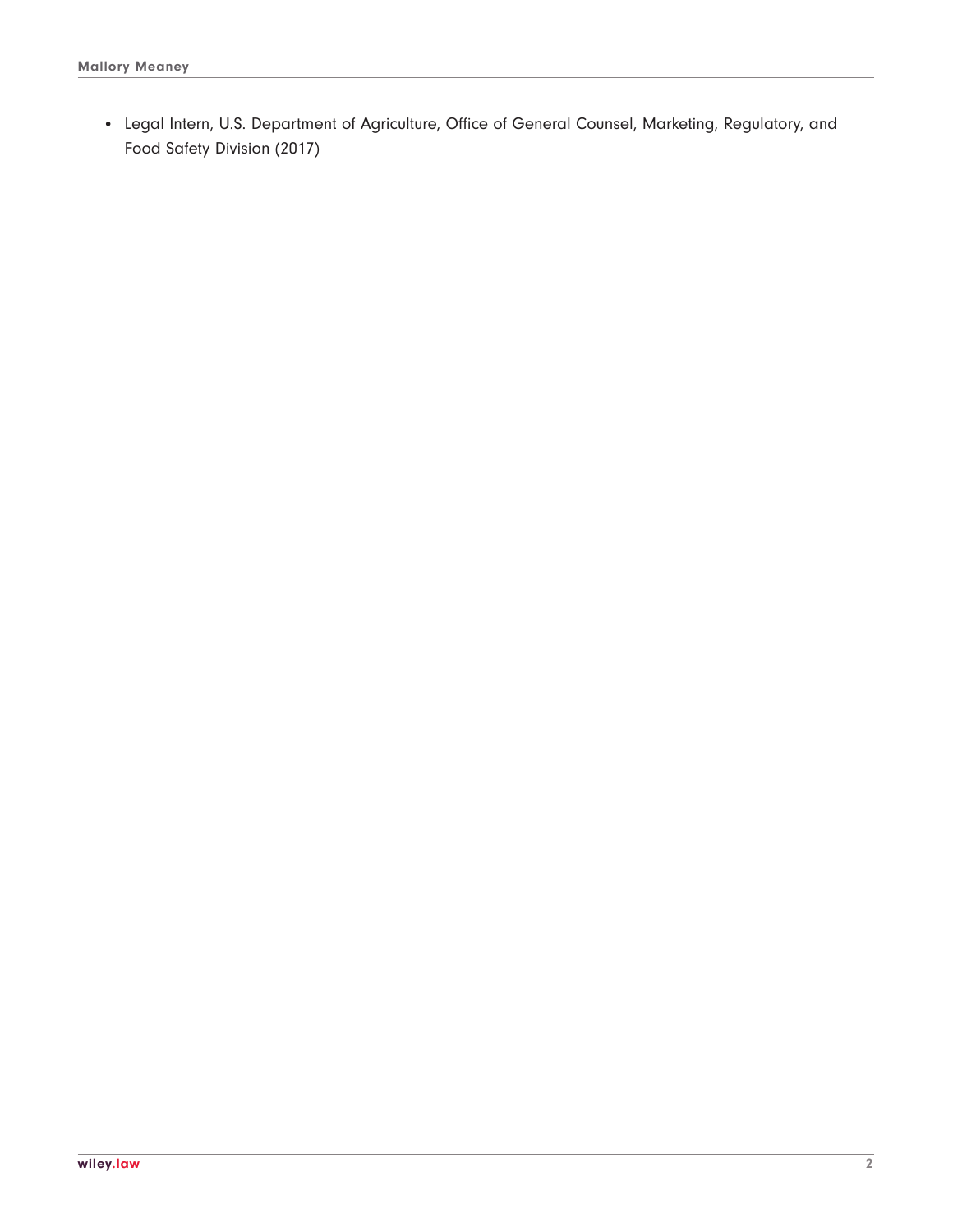- Legal Intern, U.S. Department of Agriculture, Office of General Counsel, Marketing, Regulatory, and Food Safety Division (2017)